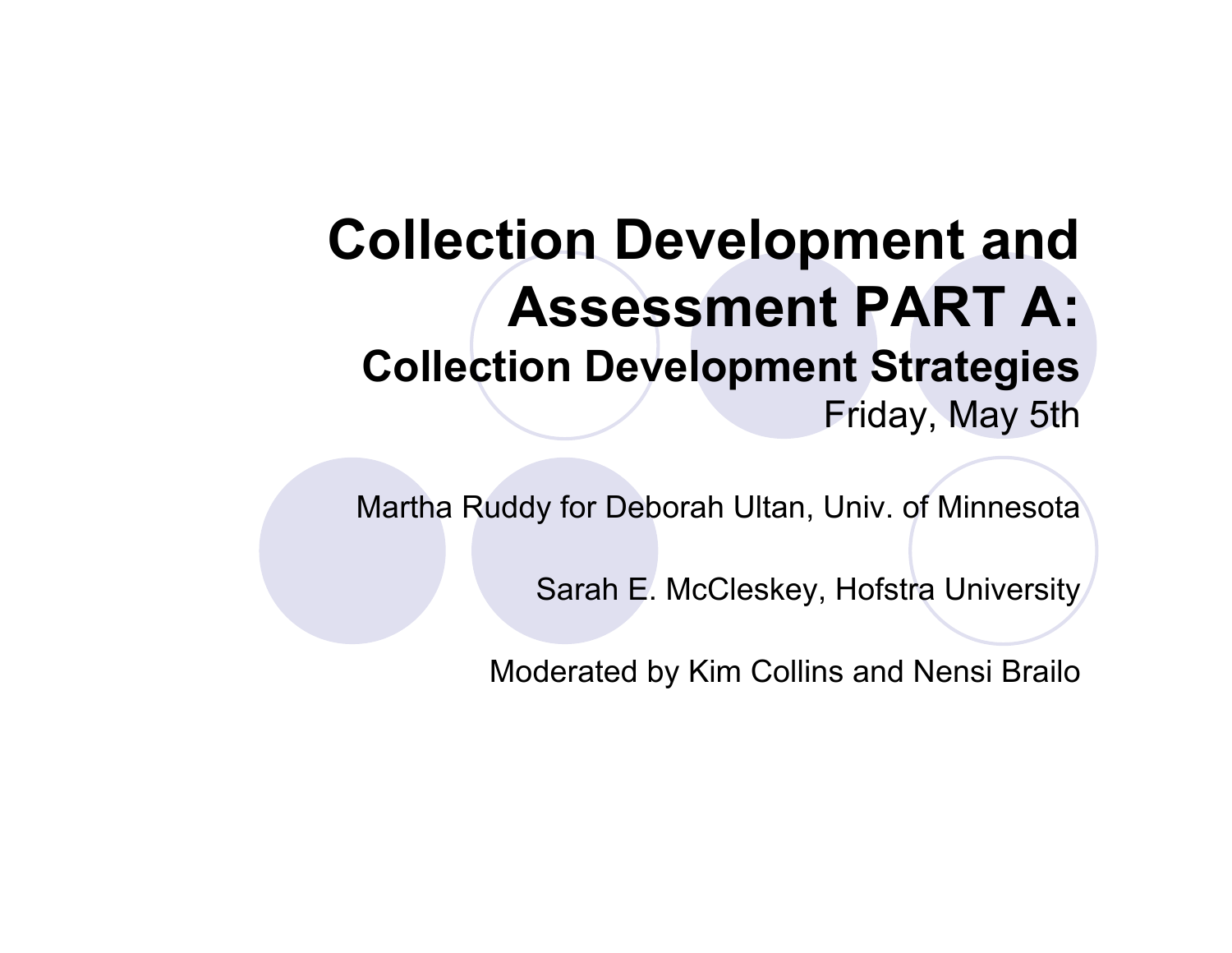# Collection Development and Assessment PART A:

## Collection Development Strategies

Friday, May 5th

Martha Ruddy for Deborah Ultan, Univ. of Minnesota

Sarah E. McCleskey, Hofstra University

Moderated by Kim Collins and Nensi Brailo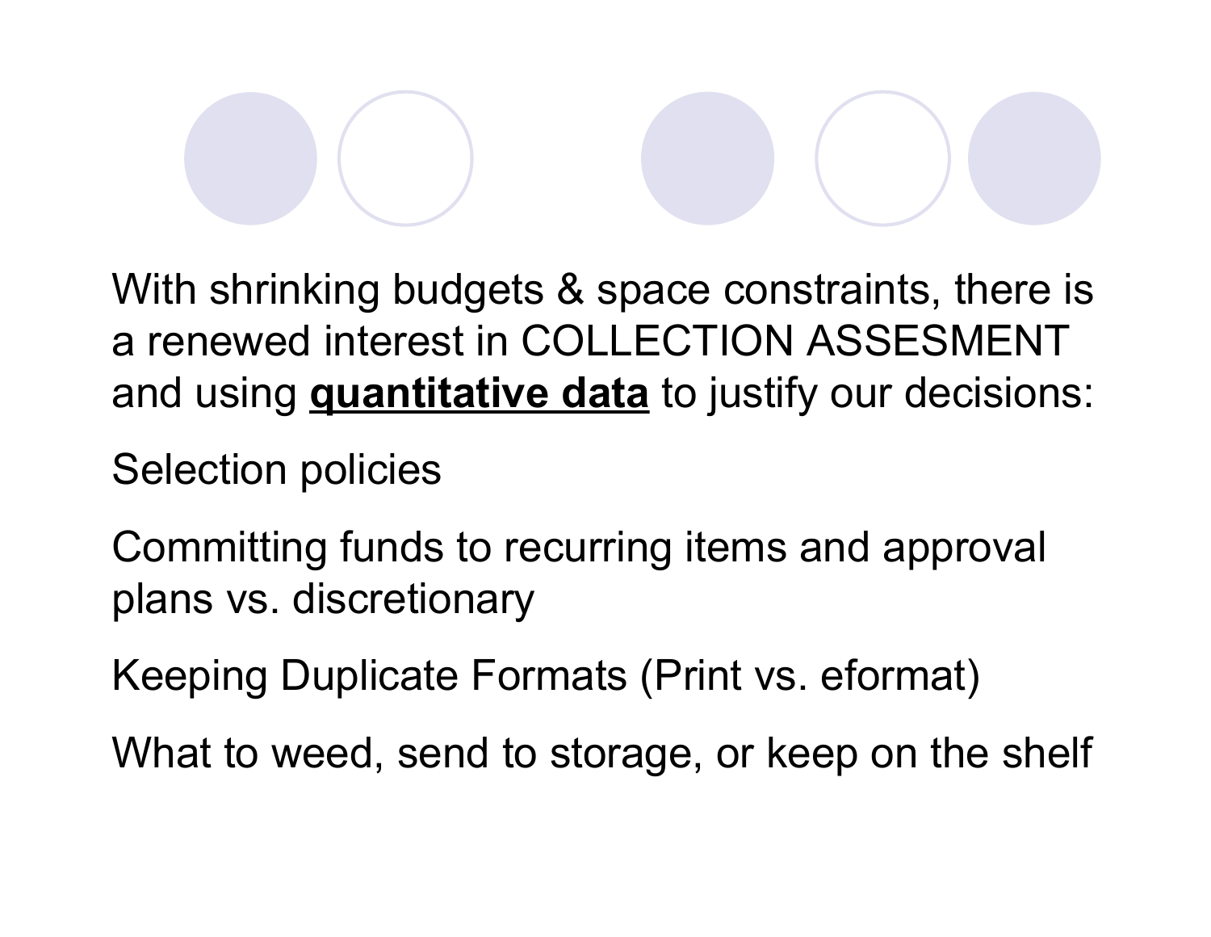With shrinking budgets & space constraints, there is a renewed interest in COLLECTION ASSESMENT and using **quantitative data** to justify our decisions:

Selection policies

Committing funds to recurring items and approval plans vs. discretionary

Keeping Duplicate Formats (Print vs. eformat)

What to weed, send to storage, or keep on the shelf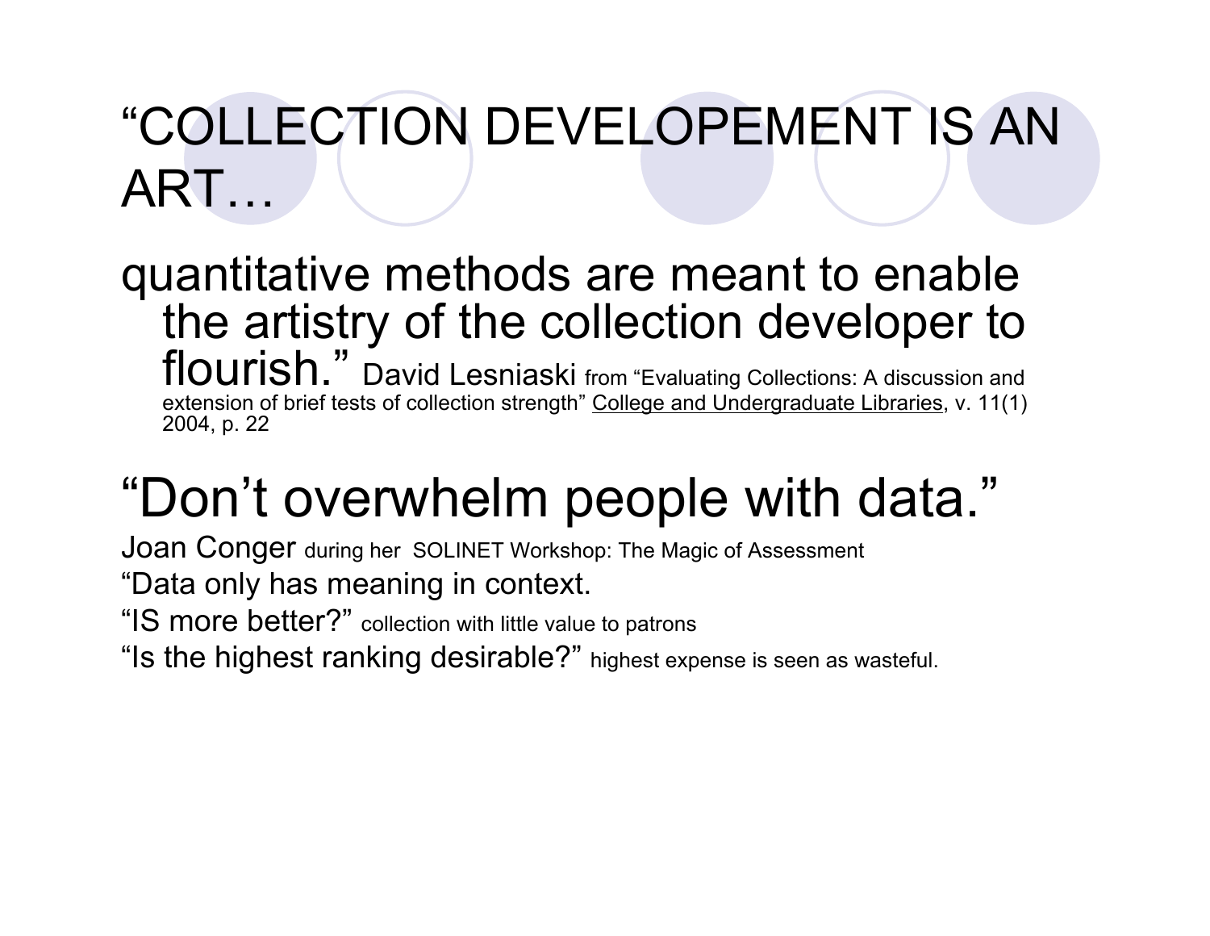# "COLLECTION DEVELOPEMENT IS AN ART…

quantitative methods are meant to enable the artistry of the collection developer to flourish." David Lesniaski from "Evaluating Collections: A discussion and extension of brief tests of collection strength" College and Undergraduate Libraries, v. 11(1) 2004, p. 22

## "Don't overwhelm people with data."

Joan Conger during her SOLINET Workshop: The Magic of Assessment

"Data only has meaning in context.

"IS more better?" collection with little value to patrons

"Is the highest ranking desirable?" highest expense is seen as wasteful.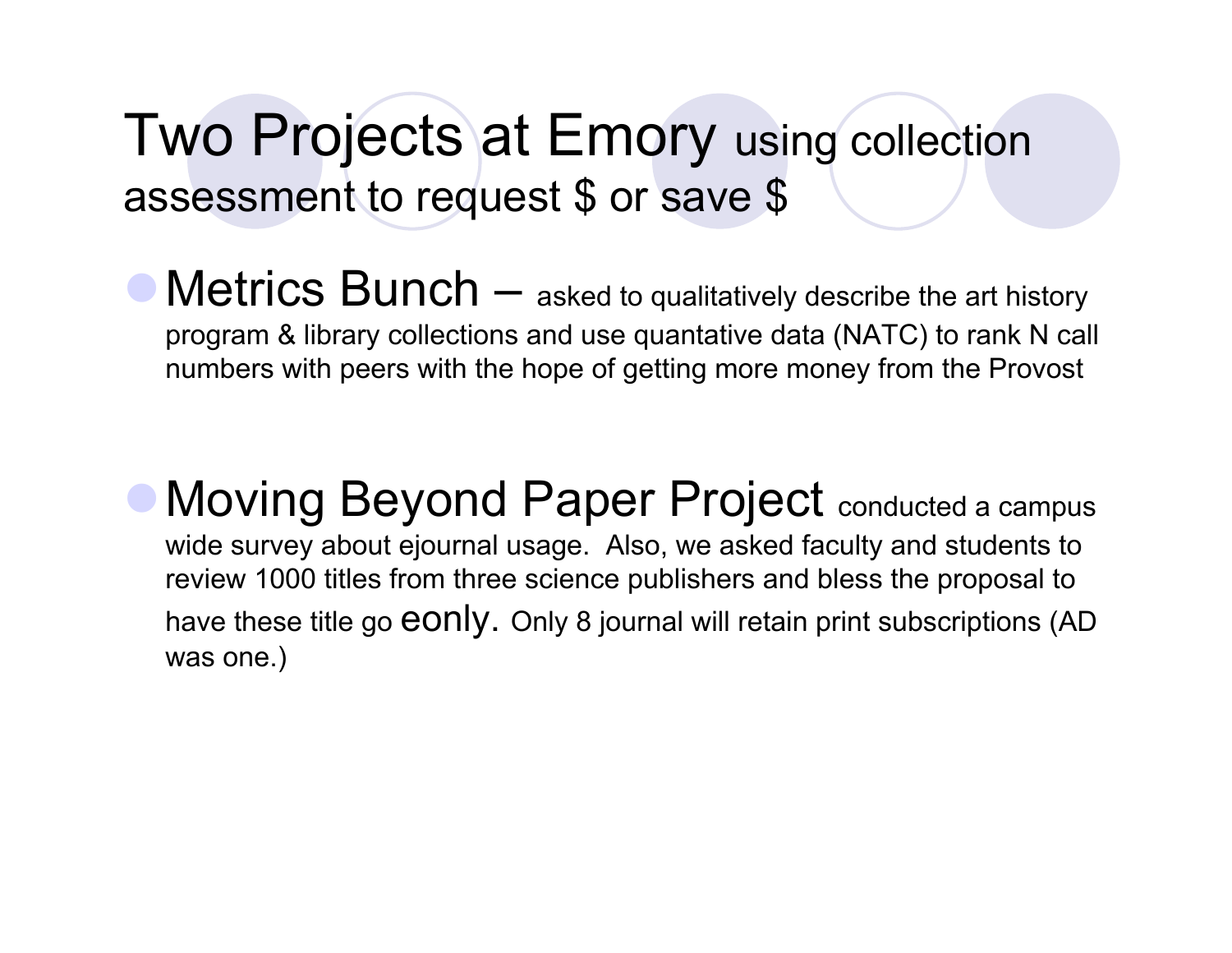# Two Projects at Emory using collection assessment to request $ or save $

- **Metrics Bunch** – asked to qualitatively describe the art history program & library collections and use quantative data (NATC) to rank N call numbers with peers with the hope of getting more money from the Provost

- **Moving Beyond Paper Project** conducted a campus wide survey about ejournal usage. Also, we asked faculty and students to review 1000 titles from three science publishers and bless the proposal to have these title go eonly. Only 8 journal will retain print subscriptions (AD was one.)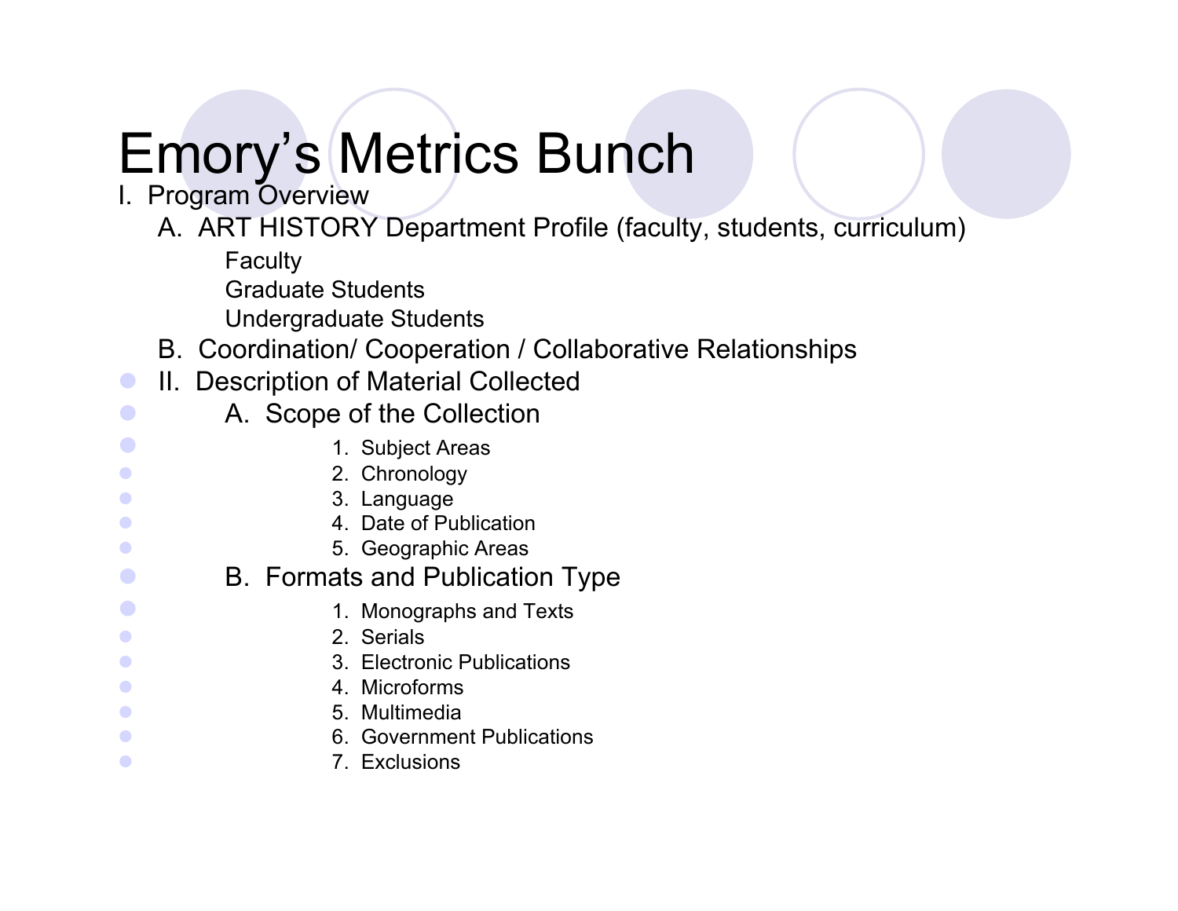# Emory's Metrics Bunch

I. Program Overview

- A. ART HISTORY Department Profile (faculty, students, curriculum)
  - Faculty
  - Graduate Students
  - Undergraduate Students
- B. Coordination/ Cooperation / Collaborative Relationships

II. Description of Material Collected

- A. Scope of the Collection
  1. Subject Areas
  2. Chronology
  3. Language
  4. Date of Publication
  5. Geographic Areas
- B. Formats and Publication Type
  1. Monographs and Texts
  2. Serials
  3. Electronic Publications
  4. Microforms
  5. Multimedia
  6. Government Publications
  7. Exclusions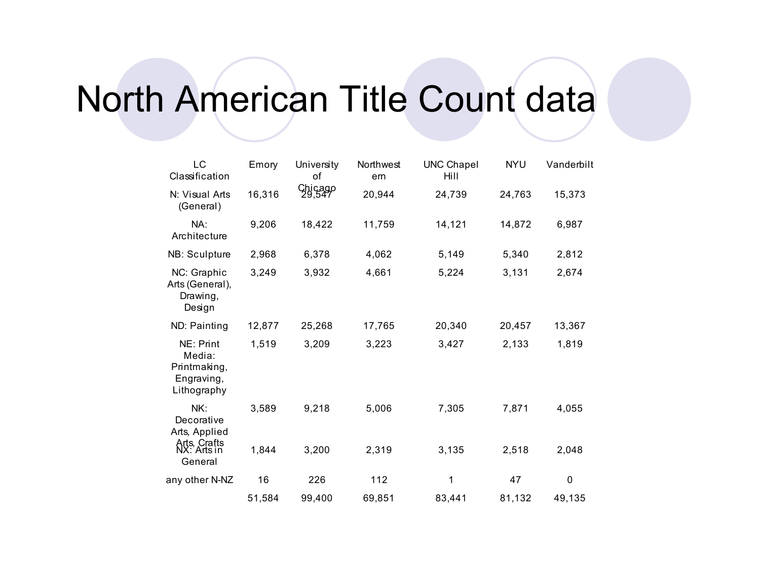# North American Title Count data

| LC Classification | Emory | University of Chicago | Northwestern | UNC Chapel Hill | NYU | Vanderbilt |
|---|---|---|---|---|---|---|
| N: Visual Arts (General) | 16,316 | 29,547 | 20,944 | 24,739 | 24,763 | 15,373 |
| NA: Architecture | 9,206 | 18,422 | 11,759 | 14,121 | 14,872 | 6,987 |
| NB: Sculpture | 2,968 | 6,378 | 4,062 | 5,149 | 5,340 | 2,812 |
| NC: Graphic Arts (General), Drawing, Design | 3,249 | 3,932 | 4,661 | 5,224 | 3,131 | 2,674 |
| ND: Painting | 12,877 | 25,268 | 17,765 | 20,340 | 20,457 | 13,367 |
| NE: Print Media: Printmaking, Engraving, Lithography | 1,519 | 3,209 | 3,223 | 3,427 | 2,133 | 1,819 |
| NK: Decorative Arts, Applied Arts, Crafts | 3,589 | 9,218 | 5,006 | 7,305 | 7,871 | 4,055 |
| NX: Arts in General | 1,844 | 3,200 | 2,319 | 3,135 | 2,518 | 2,048 |
| any other N-NZ | 16 | 226 | 112 | 1 | 47 | 0 |
| | 51,584 | 99,400 | 69,851 | 83,441 | 81,132 | 49,135 |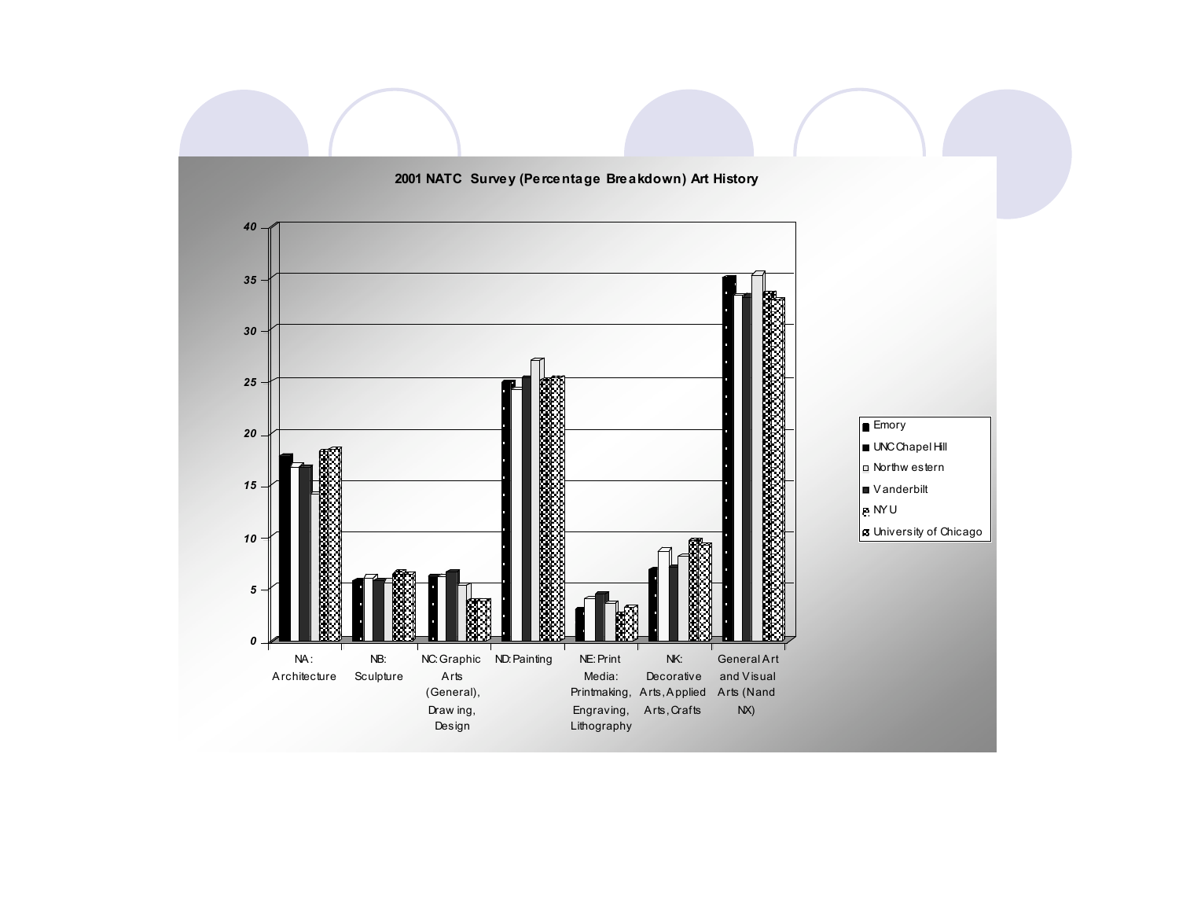## 2001 NATC Survey (Percentage Breakdown) Art History

Legend: Emory, UNC Chapel Hill, Northwestern, Vanderbilt, NYU, University of Chicago

Y-axis: 0, 5, 10, 15, 20, 25, 30, 35, 40

Categories:

- NA: Architecture
- NB: Sculpture
- NC: Graphic Arts (General), Drawing, Design
- ND: Painting
- NE: Print Media: Printmaking, Engraving, Lithography
- NK: Decorative Arts, Applied Arts, Crafts
- General Art and Visual Arts (N and NX)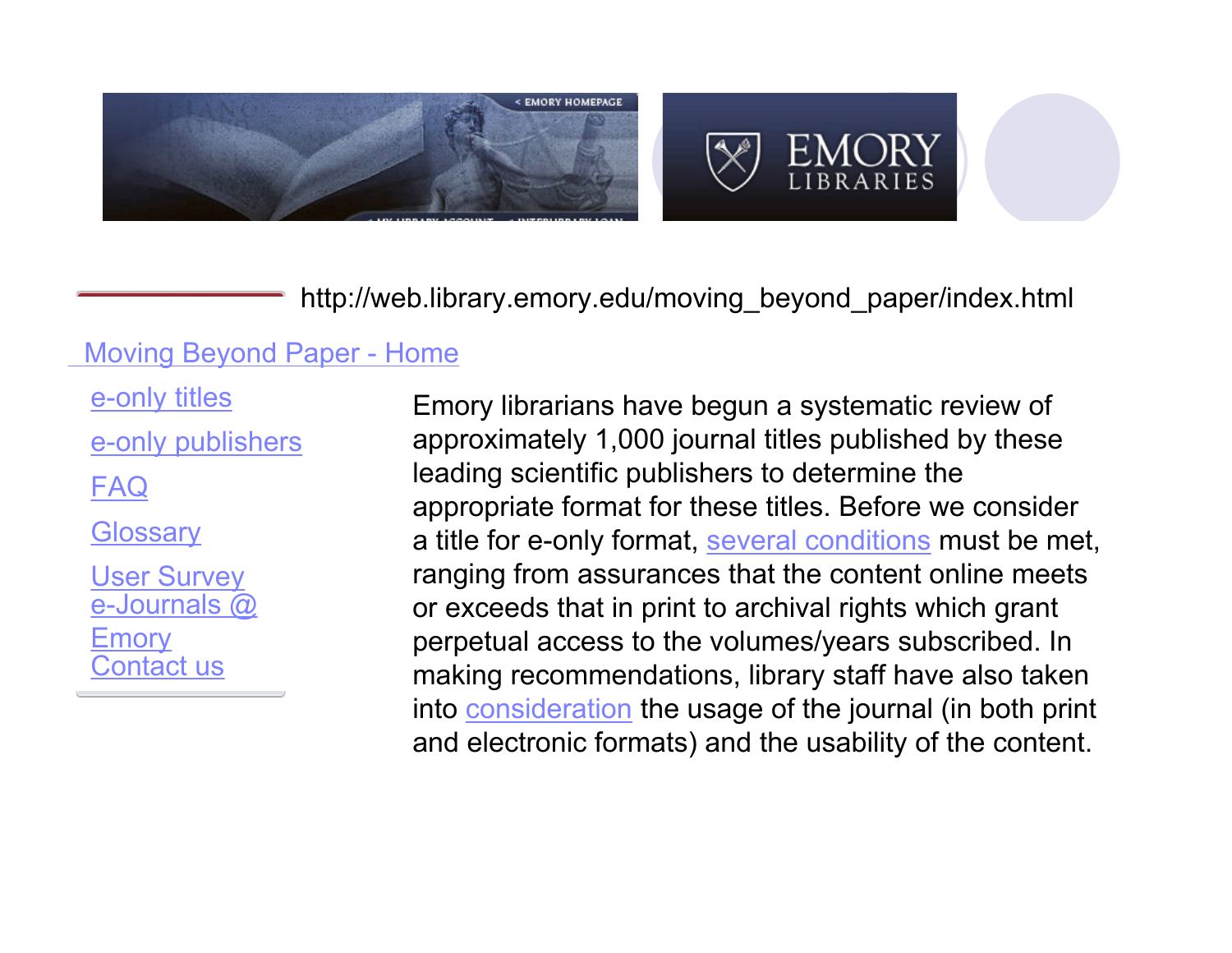http://web.library.emory.edu/moving_beyond_paper/index.html

Moving Beyond Paper - Home

- e-only titles
- e-only publishers
- FAQ
- Glossary
- User Survey
- e-Journals @ Emory
- Contact us

Emory librarians have begun a systematic review of approximately 1,000 journal titles published by these leading scientific publishers to determine the appropriate format for these titles. Before we consider a title for e-only format, several conditions must be met, ranging from assurances that the content online meets or exceeds that in print to archival rights which grant perpetual access to the volumes/years subscribed. In making recommendations, library staff have also taken into consideration the usage of the journal (in both print and electronic formats) and the usability of the content.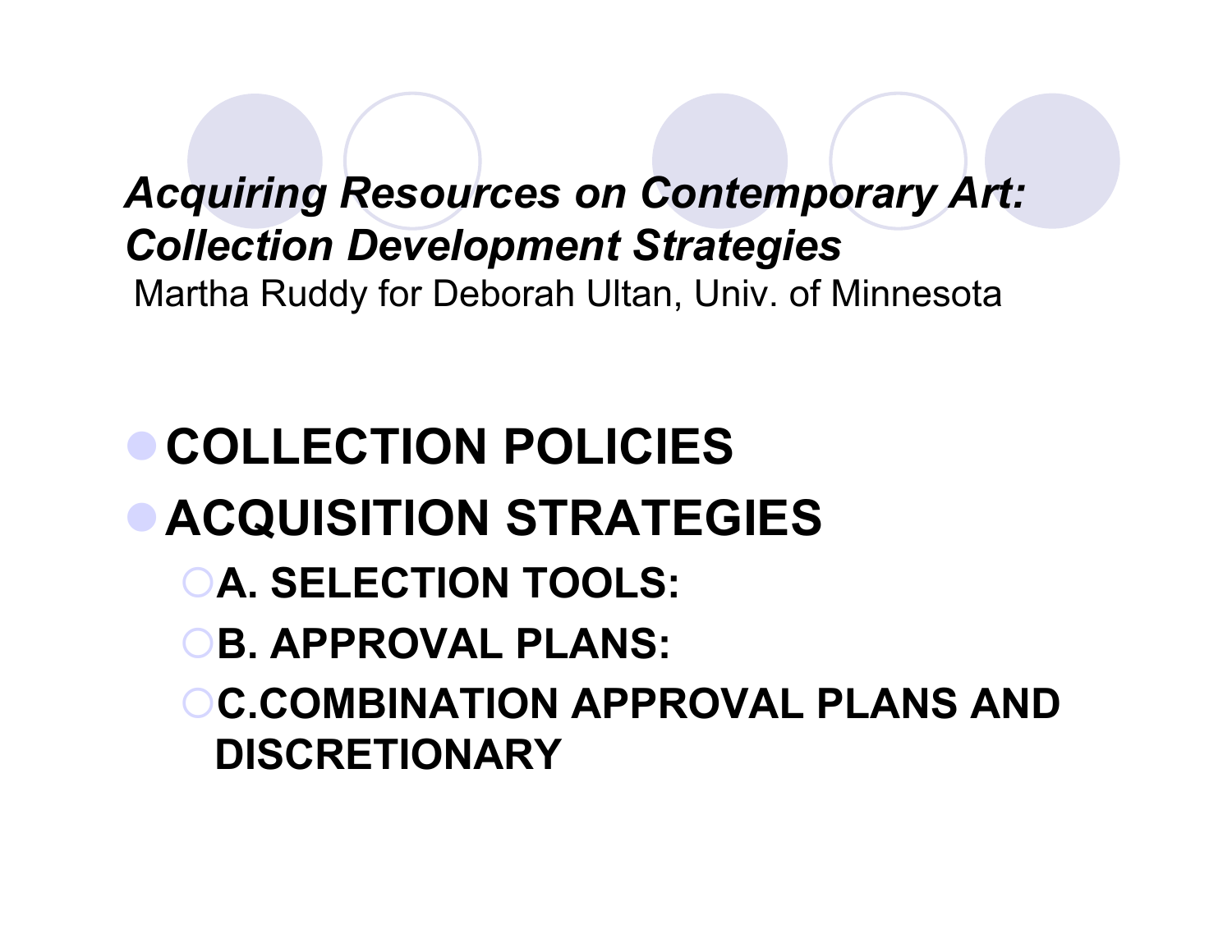# *Acquiring Resources on Contemporary Art: Collection Development Strategies*

Martha Ruddy for Deborah Ultan, Univ. of Minnesota

- **COLLECTION POLICIES**
- **ACQUISITION STRATEGIES**
  - **A. SELECTION TOOLS:**
  - **B. APPROVAL PLANS:**
  - **C.COMBINATION APPROVAL PLANS AND DISCRETIONARY**